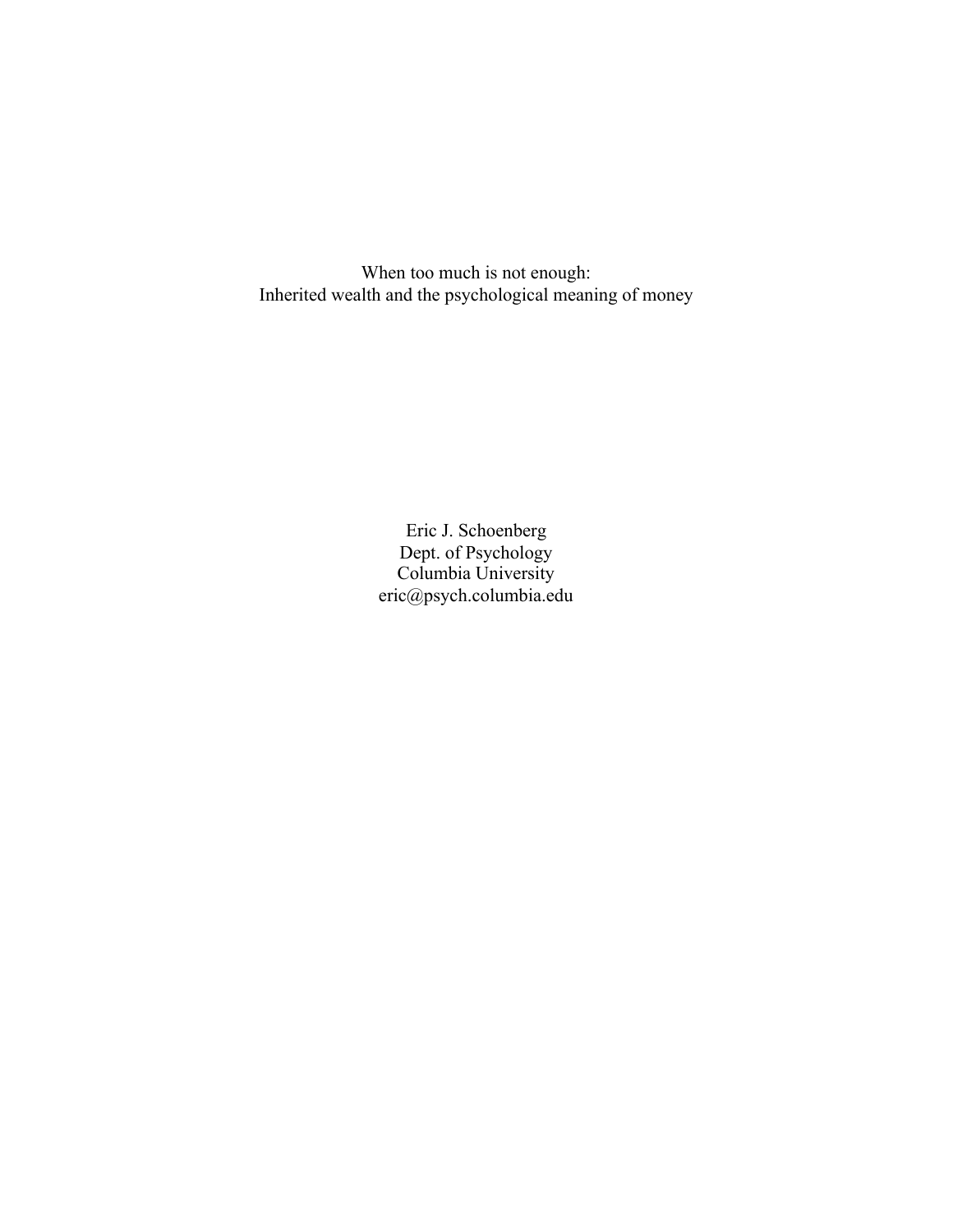# When too much is not enough:
# Inherited wealth and the psychological meaning of money

Eric J. Schoenberg
Dept. of Psychology
Columbia University
eric@psych.columbia.edu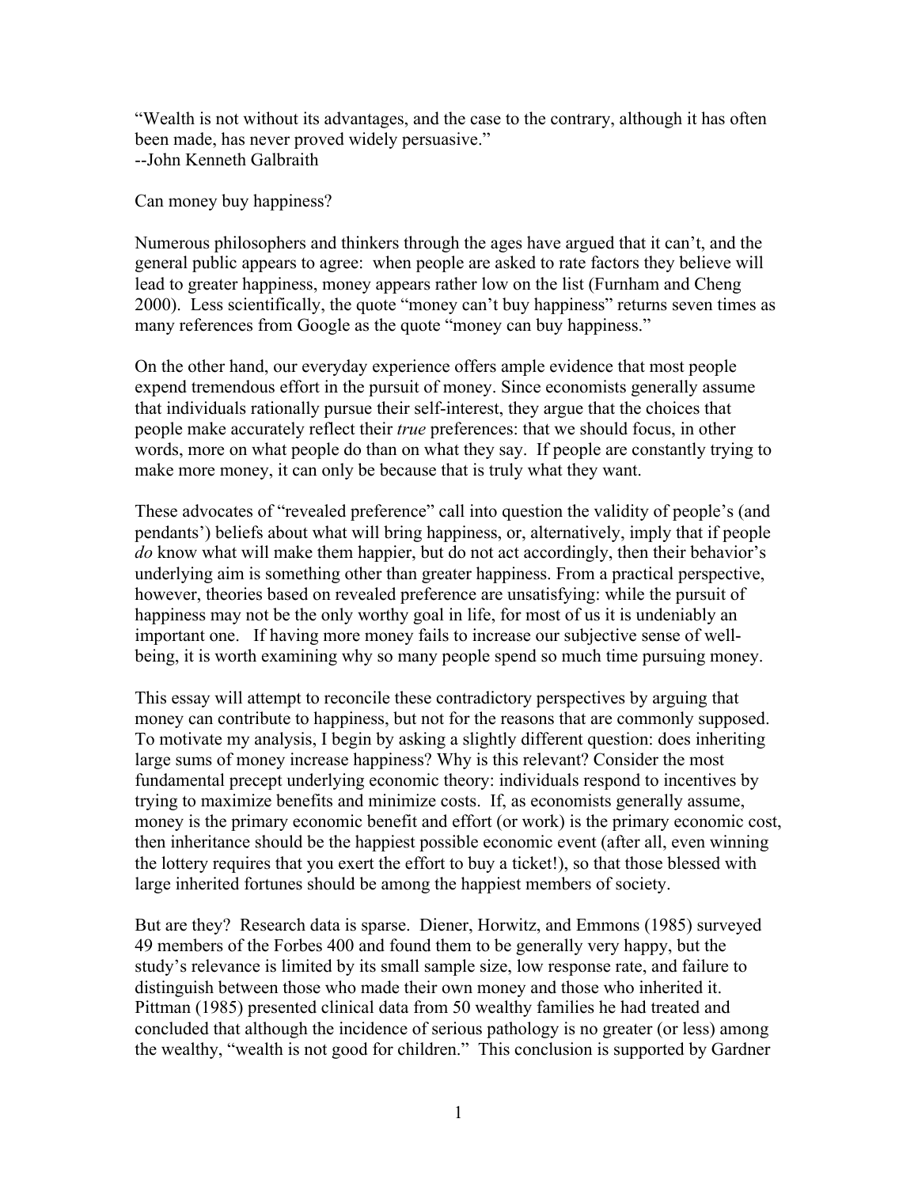"Wealth is not without its advantages, and the case to the contrary, although it has often been made, has never proved widely persuasive."
--John Kenneth Galbraith

Can money buy happiness?

Numerous philosophers and thinkers through the ages have argued that it can't, and the general public appears to agree: when people are asked to rate factors they believe will lead to greater happiness, money appears rather low on the list (Furnham and Cheng 2000). Less scientifically, the quote "money can't buy happiness" returns seven times as many references from Google as the quote "money can buy happiness."

On the other hand, our everyday experience offers ample evidence that most people expend tremendous effort in the pursuit of money. Since economists generally assume that individuals rationally pursue their self-interest, they argue that the choices that people make accurately reflect their *true* preferences: that we should focus, in other words, more on what people do than on what they say. If people are constantly trying to make more money, it can only be because that is truly what they want.

These advocates of "revealed preference" call into question the validity of people's (and pendants') beliefs about what will bring happiness, or, alternatively, imply that if people *do* know what will make them happier, but do not act accordingly, then their behavior's underlying aim is something other than greater happiness. From a practical perspective, however, theories based on revealed preference are unsatisfying: while the pursuit of happiness may not be the only worthy goal in life, for most of us it is undeniably an important one. If having more money fails to increase our subjective sense of well-being, it is worth examining why so many people spend so much time pursuing money.

This essay will attempt to reconcile these contradictory perspectives by arguing that money can contribute to happiness, but not for the reasons that are commonly supposed. To motivate my analysis, I begin by asking a slightly different question: does inheriting large sums of money increase happiness? Why is this relevant? Consider the most fundamental precept underlying economic theory: individuals respond to incentives by trying to maximize benefits and minimize costs. If, as economists generally assume, money is the primary economic benefit and effort (or work) is the primary economic cost, then inheritance should be the happiest possible economic event (after all, even winning the lottery requires that you exert the effort to buy a ticket!), so that those blessed with large inherited fortunes should be among the happiest members of society.

But are they? Research data is sparse. Diener, Horwitz, and Emmons (1985) surveyed 49 members of the Forbes 400 and found them to be generally very happy, but the study's relevance is limited by its small sample size, low response rate, and failure to distinguish between those who made their own money and those who inherited it. Pittman (1985) presented clinical data from 50 wealthy families he had treated and concluded that although the incidence of serious pathology is no greater (or less) among the wealthy, "wealth is not good for children." This conclusion is supported by Gardner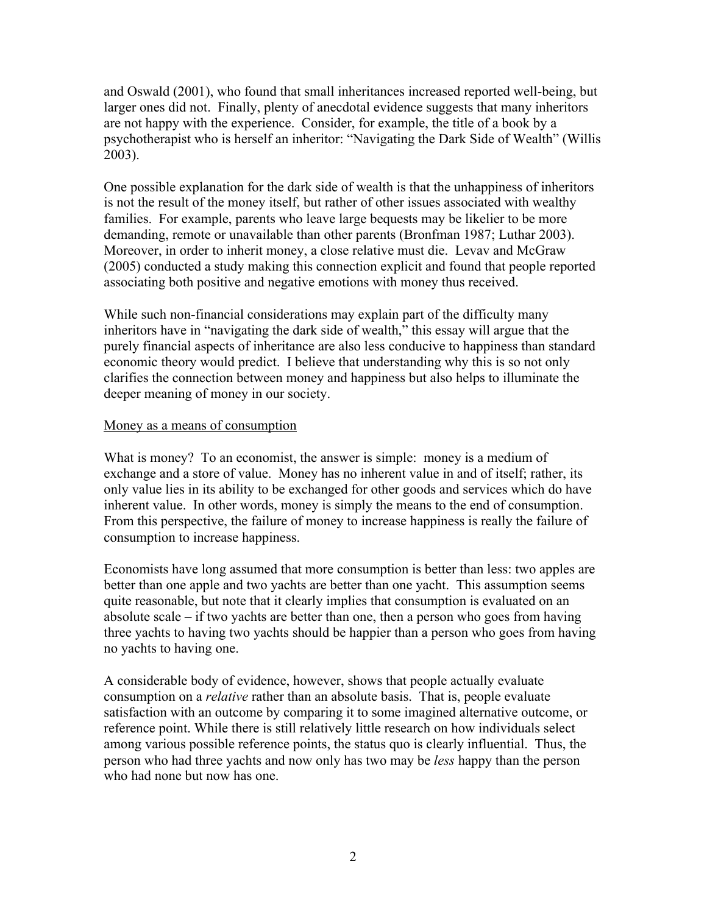and Oswald (2001), who found that small inheritances increased reported well-being, but larger ones did not. Finally, plenty of anecdotal evidence suggests that many inheritors are not happy with the experience. Consider, for example, the title of a book by a psychotherapist who is herself an inheritor: "Navigating the Dark Side of Wealth" (Willis 2003).

One possible explanation for the dark side of wealth is that the unhappiness of inheritors is not the result of the money itself, but rather of other issues associated with wealthy families. For example, parents who leave large bequests may be likelier to be more demanding, remote or unavailable than other parents (Bronfman 1987; Luthar 2003). Moreover, in order to inherit money, a close relative must die. Levav and McGraw (2005) conducted a study making this connection explicit and found that people reported associating both positive and negative emotions with money thus received.

While such non-financial considerations may explain part of the difficulty many inheritors have in "navigating the dark side of wealth," this essay will argue that the purely financial aspects of inheritance are also less conducive to happiness than standard economic theory would predict. I believe that understanding why this is so not only clarifies the connection between money and happiness but also helps to illuminate the deeper meaning of money in our society.

## Money as a means of consumption

What is money? To an economist, the answer is simple: money is a medium of exchange and a store of value. Money has no inherent value in and of itself; rather, its only value lies in its ability to be exchanged for other goods and services which do have inherent value. In other words, money is simply the means to the end of consumption. From this perspective, the failure of money to increase happiness is really the failure of consumption to increase happiness.

Economists have long assumed that more consumption is better than less: two apples are better than one apple and two yachts are better than one yacht. This assumption seems quite reasonable, but note that it clearly implies that consumption is evaluated on an absolute scale – if two yachts are better than one, then a person who goes from having three yachts to having two yachts should be happier than a person who goes from having no yachts to having one.

A considerable body of evidence, however, shows that people actually evaluate consumption on a *relative* rather than an absolute basis. That is, people evaluate satisfaction with an outcome by comparing it to some imagined alternative outcome, or reference point. While there is still relatively little research on how individuals select among various possible reference points, the status quo is clearly influential. Thus, the person who had three yachts and now only has two may be *less* happy than the person who had none but now has one.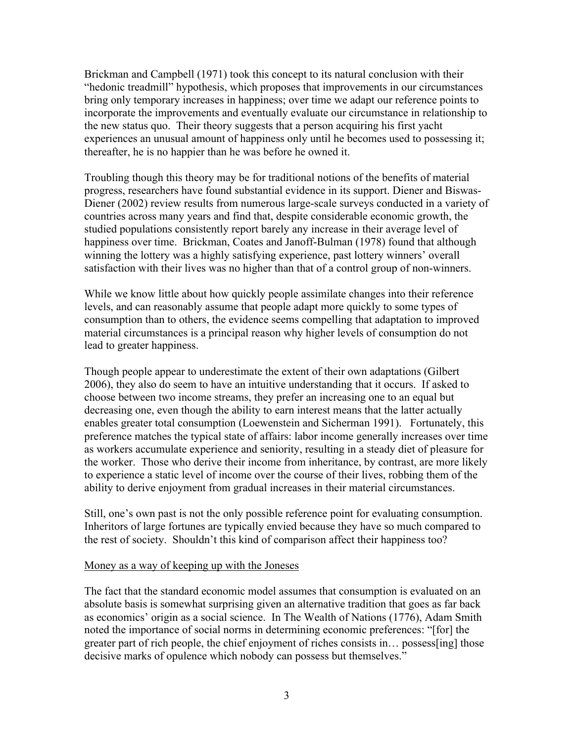Brickman and Campbell (1971) took this concept to its natural conclusion with their "hedonic treadmill" hypothesis, which proposes that improvements in our circumstances bring only temporary increases in happiness; over time we adapt our reference points to incorporate the improvements and eventually evaluate our circumstance in relationship to the new status quo. Their theory suggests that a person acquiring his first yacht experiences an unusual amount of happiness only until he becomes used to possessing it; thereafter, he is no happier than he was before he owned it.

Troubling though this theory may be for traditional notions of the benefits of material progress, researchers have found substantial evidence in its support. Diener and Biswas-Diener (2002) review results from numerous large-scale surveys conducted in a variety of countries across many years and find that, despite considerable economic growth, the studied populations consistently report barely any increase in their average level of happiness over time. Brickman, Coates and Janoff-Bulman (1978) found that although winning the lottery was a highly satisfying experience, past lottery winners' overall satisfaction with their lives was no higher than that of a control group of non-winners.

While we know little about how quickly people assimilate changes into their reference levels, and can reasonably assume that people adapt more quickly to some types of consumption than to others, the evidence seems compelling that adaptation to improved material circumstances is a principal reason why higher levels of consumption do not lead to greater happiness.

Though people appear to underestimate the extent of their own adaptations (Gilbert 2006), they also do seem to have an intuitive understanding that it occurs. If asked to choose between two income streams, they prefer an increasing one to an equal but decreasing one, even though the ability to earn interest means that the latter actually enables greater total consumption (Loewenstein and Sicherman 1991). Fortunately, this preference matches the typical state of affairs: labor income generally increases over time as workers accumulate experience and seniority, resulting in a steady diet of pleasure for the worker. Those who derive their income from inheritance, by contrast, are more likely to experience a static level of income over the course of their lives, robbing them of the ability to derive enjoyment from gradual increases in their material circumstances.

Still, one's own past is not the only possible reference point for evaluating consumption. Inheritors of large fortunes are typically envied because they have so much compared to the rest of society. Shouldn't this kind of comparison affect their happiness too?

<u>Money as a way of keeping up with the Joneses</u>

The fact that the standard economic model assumes that consumption is evaluated on an absolute basis is somewhat surprising given an alternative tradition that goes as far back as economics' origin as a social science. In The Wealth of Nations (1776), Adam Smith noted the importance of social norms in determining economic preferences: "[for] the greater part of rich people, the chief enjoyment of riches consists in… possess[ing] those decisive marks of opulence which nobody can possess but themselves."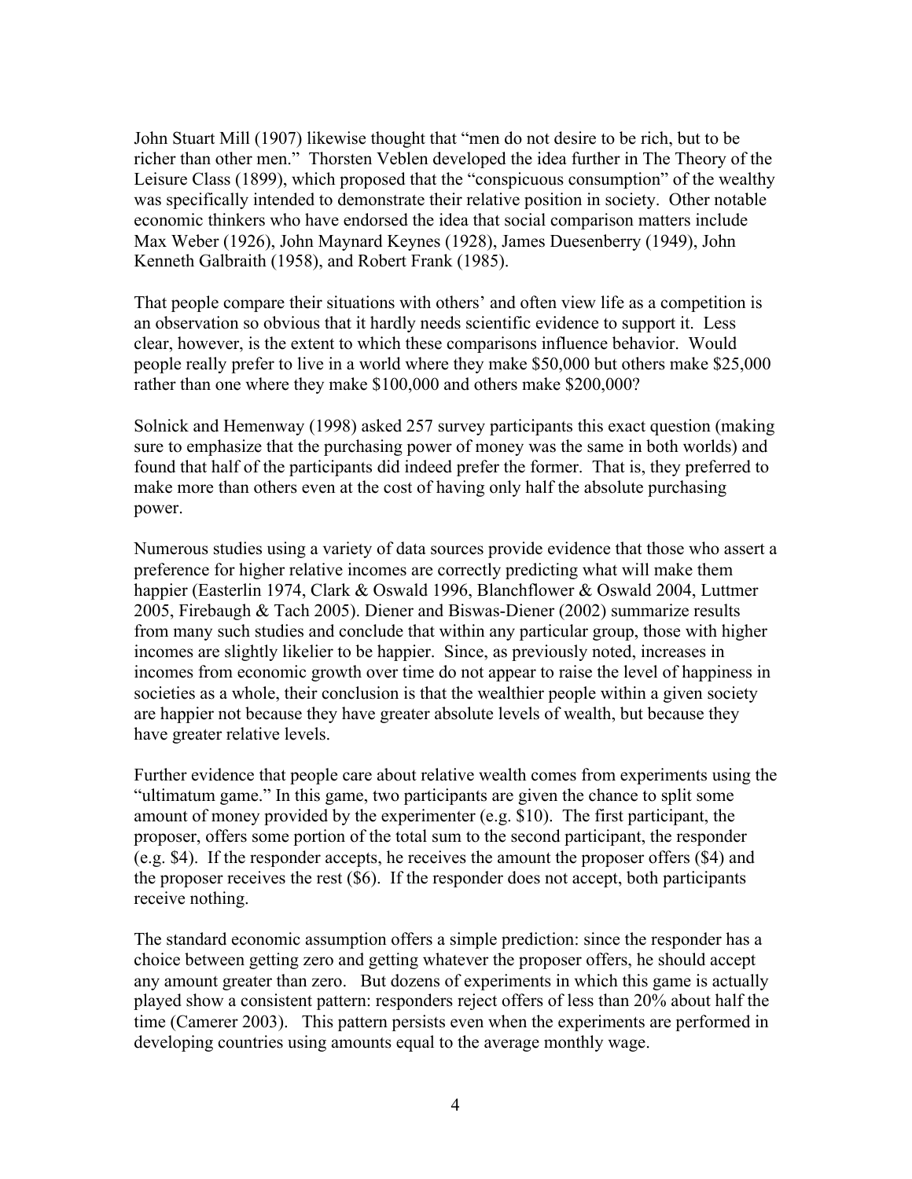John Stuart Mill (1907) likewise thought that "men do not desire to be rich, but to be richer than other men." Thorsten Veblen developed the idea further in The Theory of the Leisure Class (1899), which proposed that the "conspicuous consumption" of the wealthy was specifically intended to demonstrate their relative position in society. Other notable economic thinkers who have endorsed the idea that social comparison matters include Max Weber (1926), John Maynard Keynes (1928), James Duesenberry (1949), John Kenneth Galbraith (1958), and Robert Frank (1985).

That people compare their situations with others' and often view life as a competition is an observation so obvious that it hardly needs scientific evidence to support it. Less clear, however, is the extent to which these comparisons influence behavior. Would people really prefer to live in a world where they make $50,000 but others make $25,000 rather than one where they make $100,000 and others make $200,000?

Solnick and Hemenway (1998) asked 257 survey participants this exact question (making sure to emphasize that the purchasing power of money was the same in both worlds) and found that half of the participants did indeed prefer the former. That is, they preferred to make more than others even at the cost of having only half the absolute purchasing power.

Numerous studies using a variety of data sources provide evidence that those who assert a preference for higher relative incomes are correctly predicting what will make them happier (Easterlin 1974, Clark & Oswald 1996, Blanchflower & Oswald 2004, Luttmer 2005, Firebaugh & Tach 2005). Diener and Biswas-Diener (2002) summarize results from many such studies and conclude that within any particular group, those with higher incomes are slightly likelier to be happier. Since, as previously noted, increases in incomes from economic growth over time do not appear to raise the level of happiness in societies as a whole, their conclusion is that the wealthier people within a given society are happier not because they have greater absolute levels of wealth, but because they have greater relative levels.

Further evidence that people care about relative wealth comes from experiments using the "ultimatum game." In this game, two participants are given the chance to split some amount of money provided by the experimenter (e.g. $10). The first participant, the proposer, offers some portion of the total sum to the second participant, the responder (e.g. $4). If the responder accepts, he receives the amount the proposer offers ($4) and the proposer receives the rest ($6). If the responder does not accept, both participants receive nothing.

The standard economic assumption offers a simple prediction: since the responder has a choice between getting zero and getting whatever the proposer offers, he should accept any amount greater than zero. But dozens of experiments in which this game is actually played show a consistent pattern: responders reject offers of less than 20% about half the time (Camerer 2003). This pattern persists even when the experiments are performed in developing countries using amounts equal to the average monthly wage.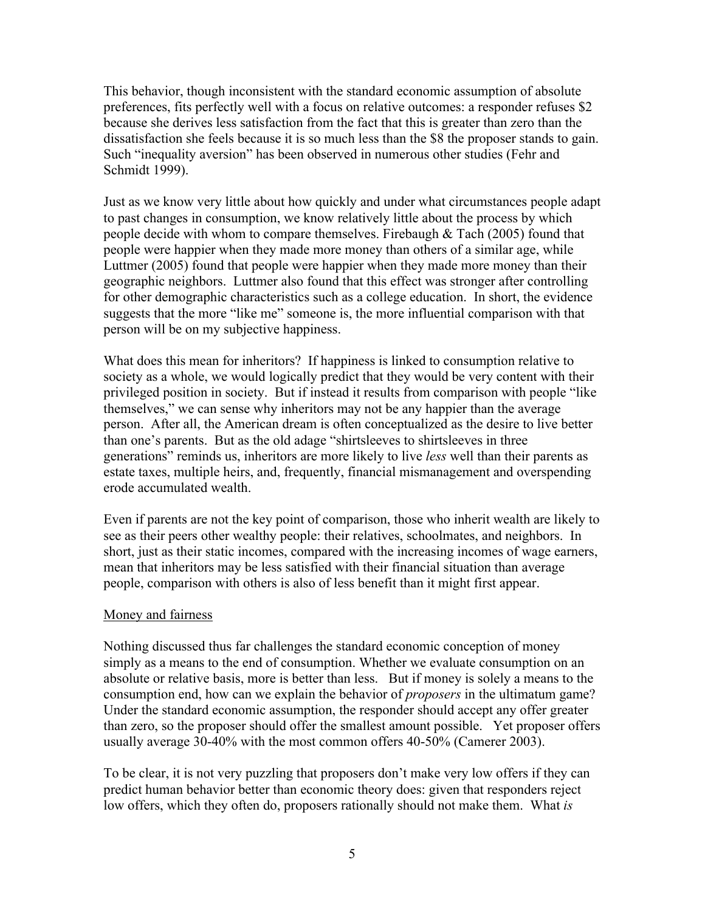This behavior, though inconsistent with the standard economic assumption of absolute preferences, fits perfectly well with a focus on relative outcomes: a responder refuses $2 because she derives less satisfaction from the fact that this is greater than zero than the dissatisfaction she feels because it is so much less than the $8 the proposer stands to gain. Such "inequality aversion" has been observed in numerous other studies (Fehr and Schmidt 1999).

Just as we know very little about how quickly and under what circumstances people adapt to past changes in consumption, we know relatively little about the process by which people decide with whom to compare themselves. Firebaugh & Tach (2005) found that people were happier when they made more money than others of a similar age, while Luttmer (2005) found that people were happier when they made more money than their geographic neighbors. Luttmer also found that this effect was stronger after controlling for other demographic characteristics such as a college education. In short, the evidence suggests that the more "like me" someone is, the more influential comparison with that person will be on my subjective happiness.

What does this mean for inheritors? If happiness is linked to consumption relative to society as a whole, we would logically predict that they would be very content with their privileged position in society. But if instead it results from comparison with people "like themselves," we can sense why inheritors may not be any happier than the average person. After all, the American dream is often conceptualized as the desire to live better than one's parents. But as the old adage "shirtsleeves to shirtsleeves in three generations" reminds us, inheritors are more likely to live *less* well than their parents as estate taxes, multiple heirs, and, frequently, financial mismanagement and overspending erode accumulated wealth.

Even if parents are not the key point of comparison, those who inherit wealth are likely to see as their peers other wealthy people: their relatives, schoolmates, and neighbors. In short, just as their static incomes, compared with the increasing incomes of wage earners, mean that inheritors may be less satisfied with their financial situation than average people, comparison with others is also of less benefit than it might first appear.

## Money and fairness

Nothing discussed thus far challenges the standard economic conception of money simply as a means to the end of consumption. Whether we evaluate consumption on an absolute or relative basis, more is better than less. But if money is solely a means to the consumption end, how can we explain the behavior of *proposers* in the ultimatum game? Under the standard economic assumption, the responder should accept any offer greater than zero, so the proposer should offer the smallest amount possible. Yet proposer offers usually average 30-40% with the most common offers 40-50% (Camerer 2003).

To be clear, it is not very puzzling that proposers don't make very low offers if they can predict human behavior better than economic theory does: given that responders reject low offers, which they often do, proposers rationally should not make them. What *is*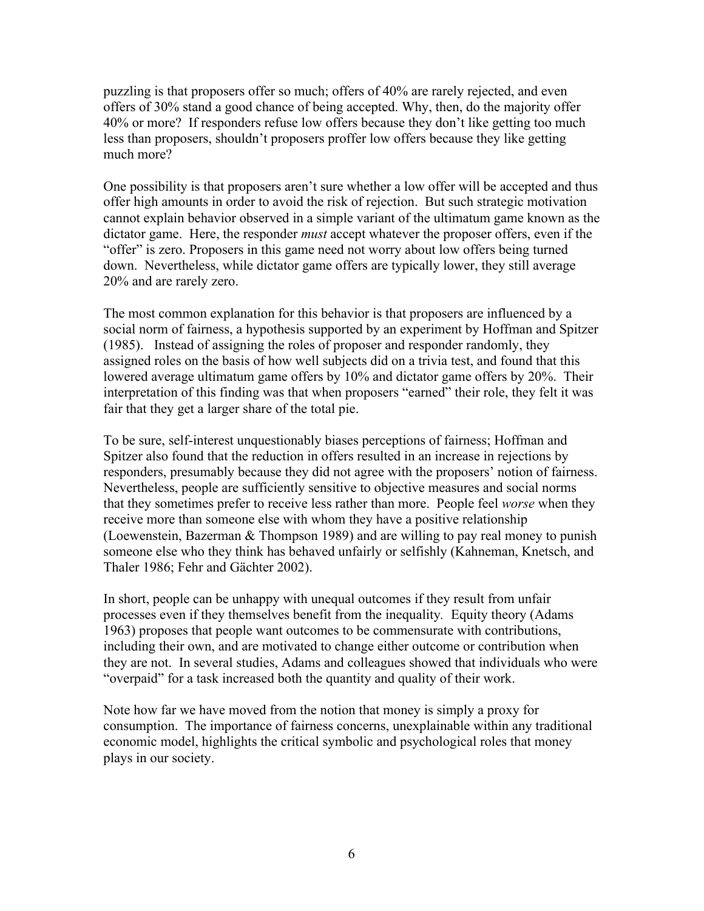puzzling is that proposers offer so much; offers of 40% are rarely rejected, and even offers of 30% stand a good chance of being accepted. Why, then, do the majority offer 40% or more? If responders refuse low offers because they don't like getting too much less than proposers, shouldn't proposers proffer low offers because they like getting much more?

One possibility is that proposers aren't sure whether a low offer will be accepted and thus offer high amounts in order to avoid the risk of rejection. But such strategic motivation cannot explain behavior observed in a simple variant of the ultimatum game known as the dictator game. Here, the responder *must* accept whatever the proposer offers, even if the "offer" is zero. Proposers in this game need not worry about low offers being turned down. Nevertheless, while dictator game offers are typically lower, they still average 20% and are rarely zero.

The most common explanation for this behavior is that proposers are influenced by a social norm of fairness, a hypothesis supported by an experiment by Hoffman and Spitzer (1985). Instead of assigning the roles of proposer and responder randomly, they assigned roles on the basis of how well subjects did on a trivia test, and found that this lowered average ultimatum game offers by 10% and dictator game offers by 20%. Their interpretation of this finding was that when proposers "earned" their role, they felt it was fair that they get a larger share of the total pie.

To be sure, self-interest unquestionably biases perceptions of fairness; Hoffman and Spitzer also found that the reduction in offers resulted in an increase in rejections by responders, presumably because they did not agree with the proposers' notion of fairness. Nevertheless, people are sufficiently sensitive to objective measures and social norms that they sometimes prefer to receive less rather than more. People feel *worse* when they receive more than someone else with whom they have a positive relationship (Loewenstein, Bazerman & Thompson 1989) and are willing to pay real money to punish someone else who they think has behaved unfairly or selfishly (Kahneman, Knetsch, and Thaler 1986; Fehr and Gächter 2002).

In short, people can be unhappy with unequal outcomes if they result from unfair processes even if they themselves benefit from the inequality. Equity theory (Adams 1963) proposes that people want outcomes to be commensurate with contributions, including their own, and are motivated to change either outcome or contribution when they are not. In several studies, Adams and colleagues showed that individuals who were "overpaid" for a task increased both the quantity and quality of their work.

Note how far we have moved from the notion that money is simply a proxy for consumption. The importance of fairness concerns, unexplainable within any traditional economic model, highlights the critical symbolic and psychological roles that money plays in our society.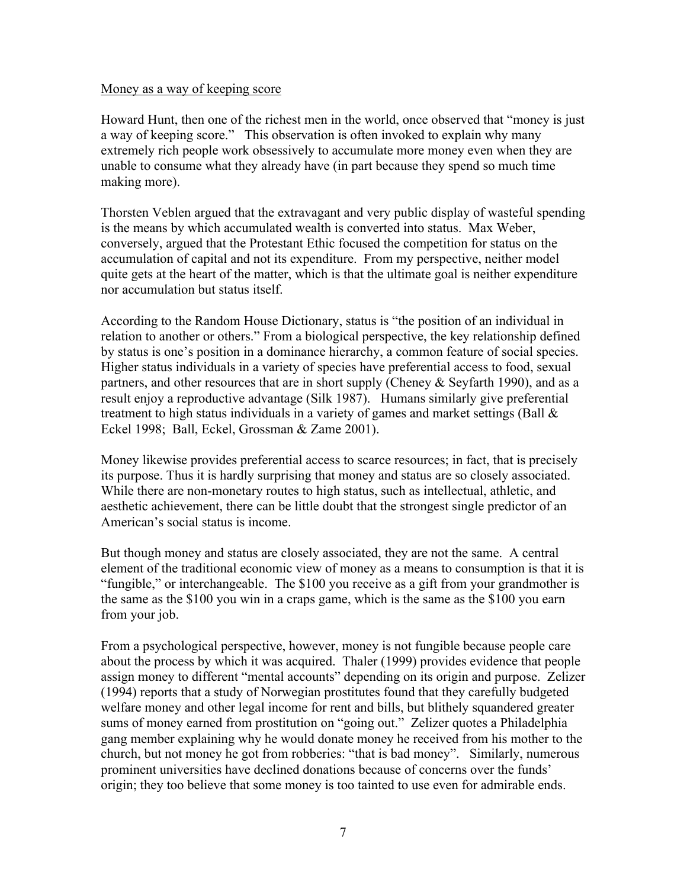Money as a way of keeping score

Howard Hunt, then one of the richest men in the world, once observed that "money is just a way of keeping score." This observation is often invoked to explain why many extremely rich people work obsessively to accumulate more money even when they are unable to consume what they already have (in part because they spend so much time making more).

Thorsten Veblen argued that the extravagant and very public display of wasteful spending is the means by which accumulated wealth is converted into status. Max Weber, conversely, argued that the Protestant Ethic focused the competition for status on the accumulation of capital and not its expenditure. From my perspective, neither model quite gets at the heart of the matter, which is that the ultimate goal is neither expenditure nor accumulation but status itself.

According to the Random House Dictionary, status is "the position of an individual in relation to another or others." From a biological perspective, the key relationship defined by status is one's position in a dominance hierarchy, a common feature of social species. Higher status individuals in a variety of species have preferential access to food, sexual partners, and other resources that are in short supply (Cheney & Seyfarth 1990), and as a result enjoy a reproductive advantage (Silk 1987). Humans similarly give preferential treatment to high status individuals in a variety of games and market settings (Ball & Eckel 1998; Ball, Eckel, Grossman & Zame 2001).

Money likewise provides preferential access to scarce resources; in fact, that is precisely its purpose. Thus it is hardly surprising that money and status are so closely associated. While there are non-monetary routes to high status, such as intellectual, athletic, and aesthetic achievement, there can be little doubt that the strongest single predictor of an American's social status is income.

But though money and status are closely associated, they are not the same. A central element of the traditional economic view of money as a means to consumption is that it is "fungible," or interchangeable. The $100 you receive as a gift from your grandmother is the same as the $100 you win in a craps game, which is the same as the $100 you earn from your job.

From a psychological perspective, however, money is not fungible because people care about the process by which it was acquired. Thaler (1999) provides evidence that people assign money to different "mental accounts" depending on its origin and purpose. Zelizer (1994) reports that a study of Norwegian prostitutes found that they carefully budgeted welfare money and other legal income for rent and bills, but blithely squandered greater sums of money earned from prostitution on "going out." Zelizer quotes a Philadelphia gang member explaining why he would donate money he received from his mother to the church, but not money he got from robberies: "that is bad money". Similarly, numerous prominent universities have declined donations because of concerns over the funds' origin; they too believe that some money is too tainted to use even for admirable ends.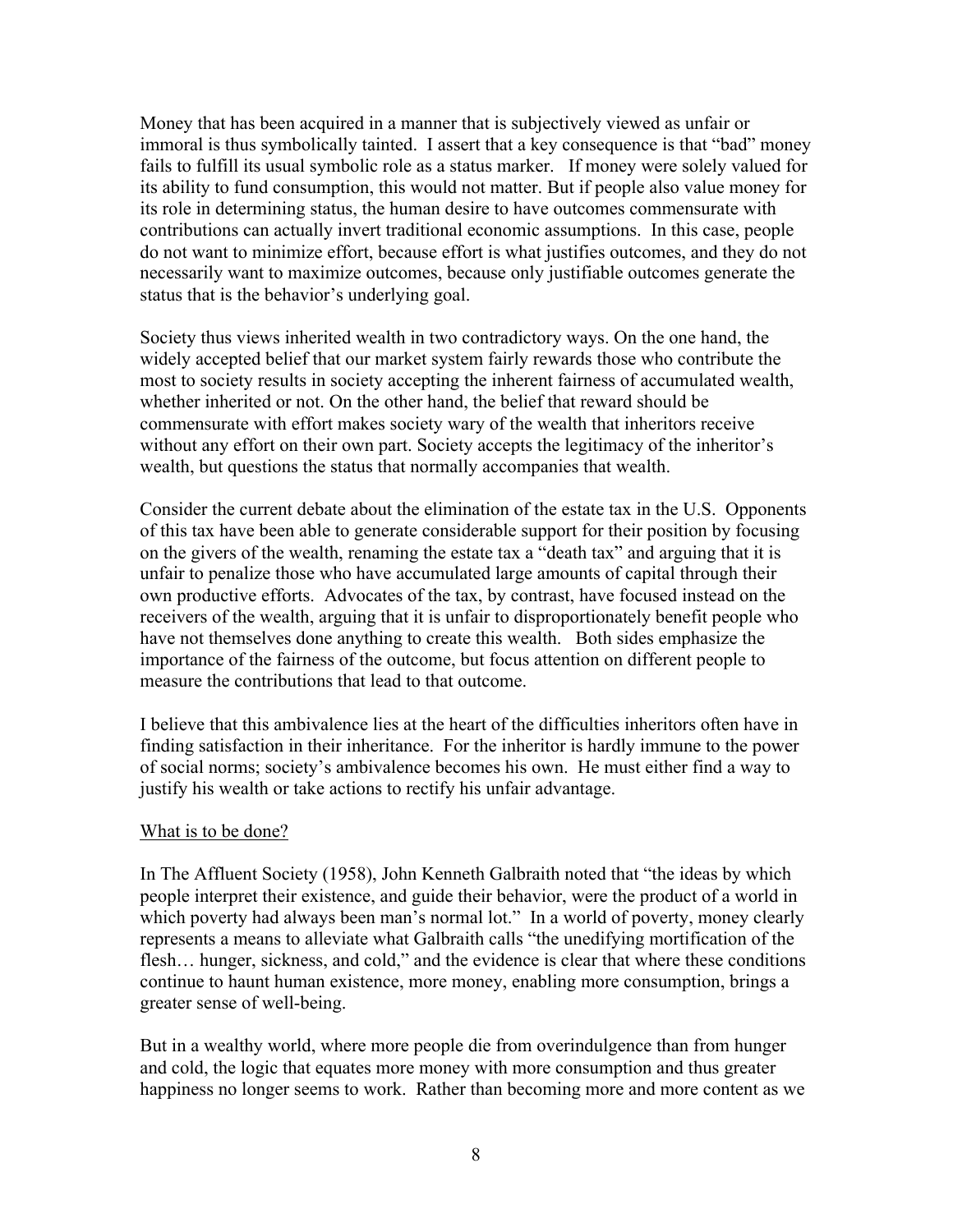Money that has been acquired in a manner that is subjectively viewed as unfair or immoral is thus symbolically tainted. I assert that a key consequence is that "bad" money fails to fulfill its usual symbolic role as a status marker. If money were solely valued for its ability to fund consumption, this would not matter. But if people also value money for its role in determining status, the human desire to have outcomes commensurate with contributions can actually invert traditional economic assumptions. In this case, people do not want to minimize effort, because effort is what justifies outcomes, and they do not necessarily want to maximize outcomes, because only justifiable outcomes generate the status that is the behavior's underlying goal.

Society thus views inherited wealth in two contradictory ways. On the one hand, the widely accepted belief that our market system fairly rewards those who contribute the most to society results in society accepting the inherent fairness of accumulated wealth, whether inherited or not. On the other hand, the belief that reward should be commensurate with effort makes society wary of the wealth that inheritors receive without any effort on their own part. Society accepts the legitimacy of the inheritor's wealth, but questions the status that normally accompanies that wealth.

Consider the current debate about the elimination of the estate tax in the U.S. Opponents of this tax have been able to generate considerable support for their position by focusing on the givers of the wealth, renaming the estate tax a "death tax" and arguing that it is unfair to penalize those who have accumulated large amounts of capital through their own productive efforts. Advocates of the tax, by contrast, have focused instead on the receivers of the wealth, arguing that it is unfair to disproportionately benefit people who have not themselves done anything to create this wealth. Both sides emphasize the importance of the fairness of the outcome, but focus attention on different people to measure the contributions that lead to that outcome.

I believe that this ambivalence lies at the heart of the difficulties inheritors often have in finding satisfaction in their inheritance. For the inheritor is hardly immune to the power of social norms; society's ambivalence becomes his own. He must either find a way to justify his wealth or take actions to rectify his unfair advantage.

<u>What is to be done?</u>

In The Affluent Society (1958), John Kenneth Galbraith noted that "the ideas by which people interpret their existence, and guide their behavior, were the product of a world in which poverty had always been man's normal lot." In a world of poverty, money clearly represents a means to alleviate what Galbraith calls "the unedifying mortification of the flesh… hunger, sickness, and cold," and the evidence is clear that where these conditions continue to haunt human existence, more money, enabling more consumption, brings a greater sense of well-being.

But in a wealthy world, where more people die from overindulgence than from hunger and cold, the logic that equates more money with more consumption and thus greater happiness no longer seems to work. Rather than becoming more and more content as we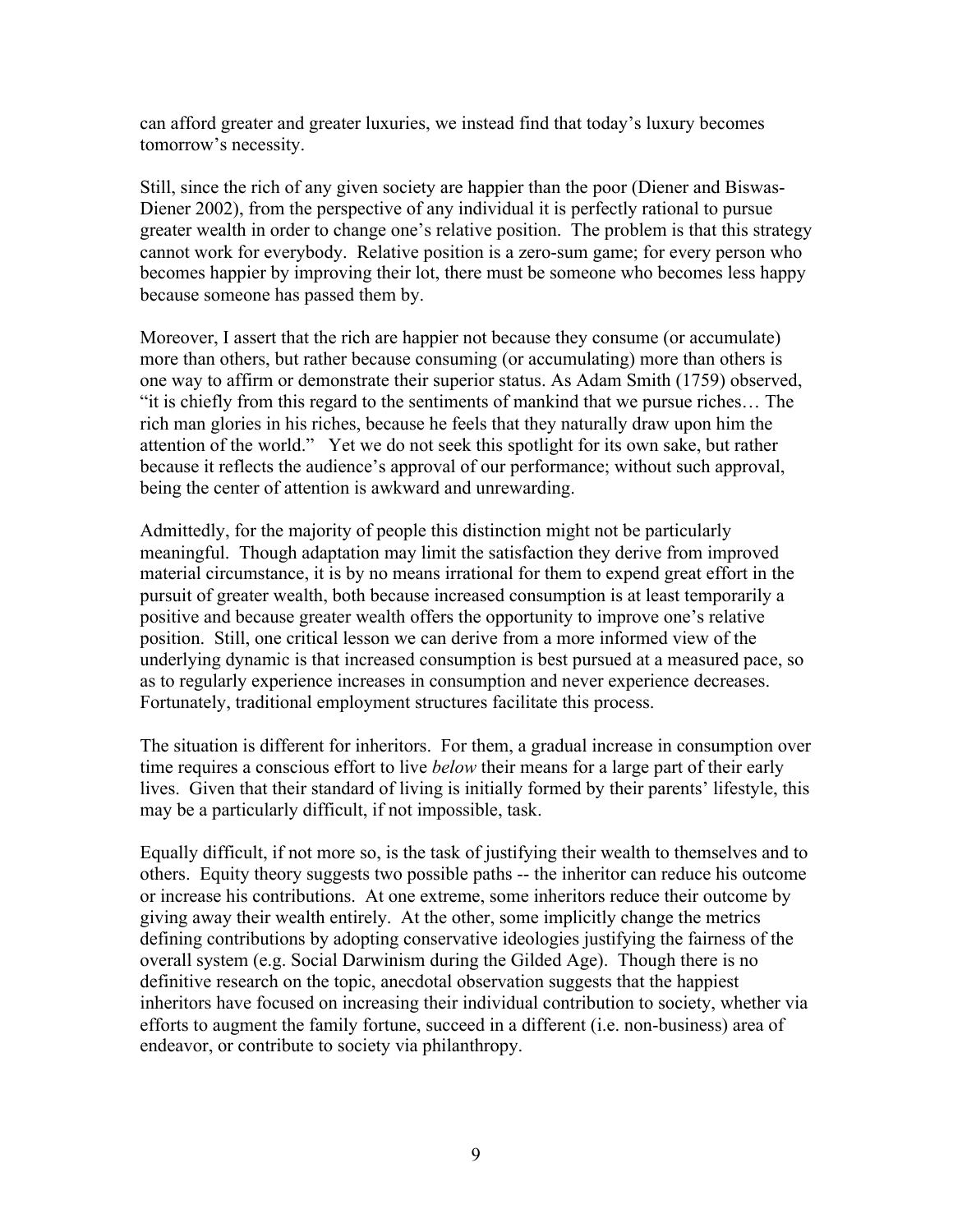can afford greater and greater luxuries, we instead find that today's luxury becomes tomorrow's necessity.

Still, since the rich of any given society are happier than the poor (Diener and Biswas-Diener 2002), from the perspective of any individual it is perfectly rational to pursue greater wealth in order to change one's relative position. The problem is that this strategy cannot work for everybody. Relative position is a zero-sum game; for every person who becomes happier by improving their lot, there must be someone who becomes less happy because someone has passed them by.

Moreover, I assert that the rich are happier not because they consume (or accumulate) more than others, but rather because consuming (or accumulating) more than others is one way to affirm or demonstrate their superior status. As Adam Smith (1759) observed, "it is chiefly from this regard to the sentiments of mankind that we pursue riches… The rich man glories in his riches, because he feels that they naturally draw upon him the attention of the world." Yet we do not seek this spotlight for its own sake, but rather because it reflects the audience's approval of our performance; without such approval, being the center of attention is awkward and unrewarding.

Admittedly, for the majority of people this distinction might not be particularly meaningful. Though adaptation may limit the satisfaction they derive from improved material circumstance, it is by no means irrational for them to expend great effort in the pursuit of greater wealth, both because increased consumption is at least temporarily a positive and because greater wealth offers the opportunity to improve one's relative position. Still, one critical lesson we can derive from a more informed view of the underlying dynamic is that increased consumption is best pursued at a measured pace, so as to regularly experience increases in consumption and never experience decreases. Fortunately, traditional employment structures facilitate this process.

The situation is different for inheritors. For them, a gradual increase in consumption over time requires a conscious effort to live *below* their means for a large part of their early lives. Given that their standard of living is initially formed by their parents' lifestyle, this may be a particularly difficult, if not impossible, task.

Equally difficult, if not more so, is the task of justifying their wealth to themselves and to others. Equity theory suggests two possible paths -- the inheritor can reduce his outcome or increase his contributions. At one extreme, some inheritors reduce their outcome by giving away their wealth entirely. At the other, some implicitly change the metrics defining contributions by adopting conservative ideologies justifying the fairness of the overall system (e.g. Social Darwinism during the Gilded Age). Though there is no definitive research on the topic, anecdotal observation suggests that the happiest inheritors have focused on increasing their individual contribution to society, whether via efforts to augment the family fortune, succeed in a different (i.e. non-business) area of endeavor, or contribute to society via philanthropy.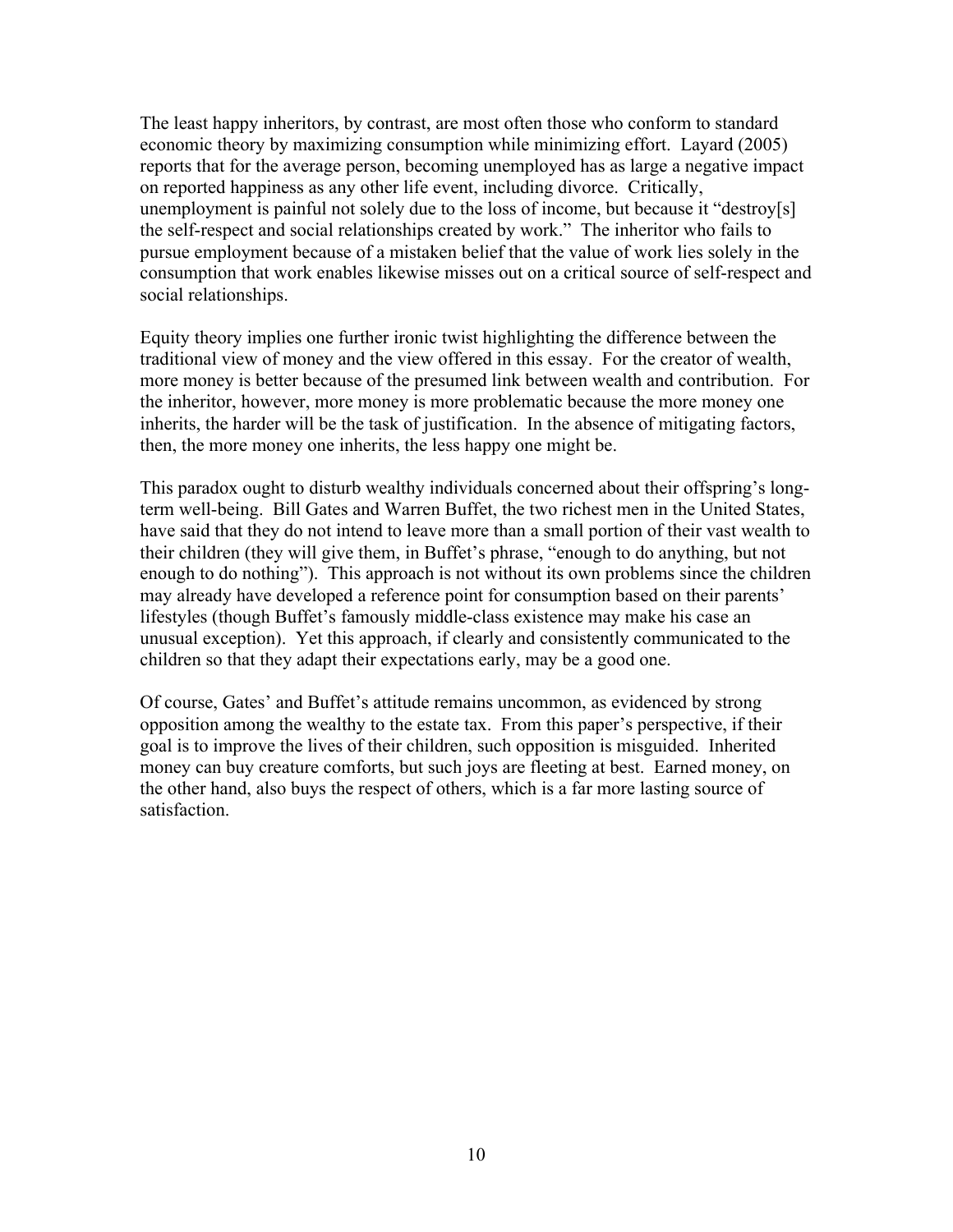The least happy inheritors, by contrast, are most often those who conform to standard economic theory by maximizing consumption while minimizing effort. Layard (2005) reports that for the average person, becoming unemployed has as large a negative impact on reported happiness as any other life event, including divorce. Critically, unemployment is painful not solely due to the loss of income, but because it "destroy[s] the self-respect and social relationships created by work." The inheritor who fails to pursue employment because of a mistaken belief that the value of work lies solely in the consumption that work enables likewise misses out on a critical source of self-respect and social relationships.

Equity theory implies one further ironic twist highlighting the difference between the traditional view of money and the view offered in this essay. For the creator of wealth, more money is better because of the presumed link between wealth and contribution. For the inheritor, however, more money is more problematic because the more money one inherits, the harder will be the task of justification. In the absence of mitigating factors, then, the more money one inherits, the less happy one might be.

This paradox ought to disturb wealthy individuals concerned about their offspring's long-term well-being. Bill Gates and Warren Buffet, the two richest men in the United States, have said that they do not intend to leave more than a small portion of their vast wealth to their children (they will give them, in Buffet's phrase, "enough to do anything, but not enough to do nothing"). This approach is not without its own problems since the children may already have developed a reference point for consumption based on their parents' lifestyles (though Buffet's famously middle-class existence may make his case an unusual exception). Yet this approach, if clearly and consistently communicated to the children so that they adapt their expectations early, may be a good one.

Of course, Gates' and Buffet's attitude remains uncommon, as evidenced by strong opposition among the wealthy to the estate tax. From this paper's perspective, if their goal is to improve the lives of their children, such opposition is misguided. Inherited money can buy creature comforts, but such joys are fleeting at best. Earned money, on the other hand, also buys the respect of others, which is a far more lasting source of satisfaction.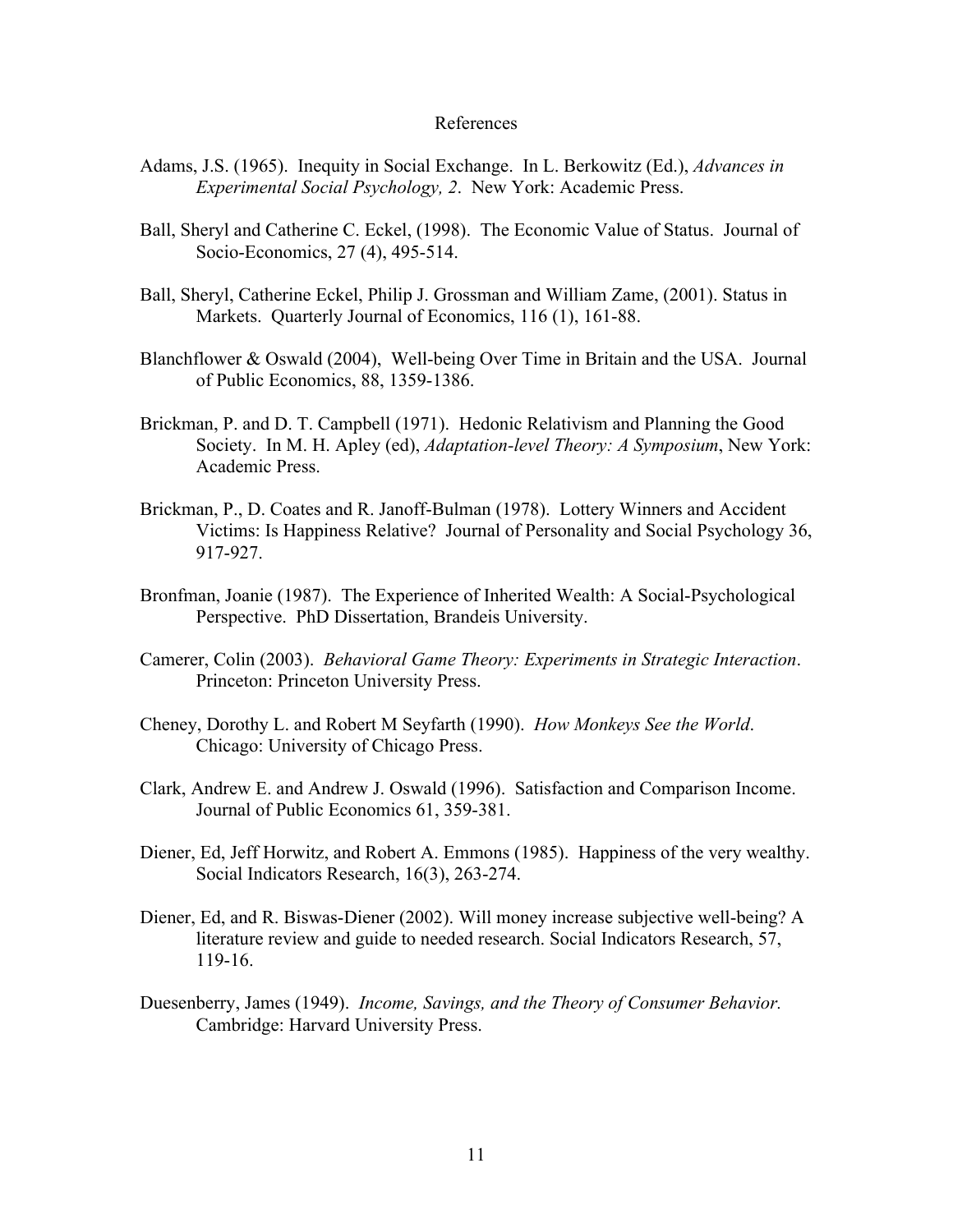# References

Adams, J.S. (1965). Inequity in Social Exchange. In L. Berkowitz (Ed.), *Advances in Experimental Social Psychology, 2*. New York: Academic Press.

Ball, Sheryl and Catherine C. Eckel, (1998). The Economic Value of Status. Journal of Socio-Economics, 27 (4), 495-514.

Ball, Sheryl, Catherine Eckel, Philip J. Grossman and William Zame, (2001). Status in Markets. Quarterly Journal of Economics, 116 (1), 161-88.

Blanchflower & Oswald (2004), Well-being Over Time in Britain and the USA. Journal of Public Economics, 88, 1359-1386.

Brickman, P. and D. T. Campbell (1971). Hedonic Relativism and Planning the Good Society. In M. H. Apley (ed), *Adaptation-level Theory: A Symposium*, New York: Academic Press.

Brickman, P., D. Coates and R. Janoff-Bulman (1978). Lottery Winners and Accident Victims: Is Happiness Relative? Journal of Personality and Social Psychology 36, 917-927.

Bronfman, Joanie (1987). The Experience of Inherited Wealth: A Social-Psychological Perspective. PhD Dissertation, Brandeis University.

Camerer, Colin (2003). *Behavioral Game Theory: Experiments in Strategic Interaction*. Princeton: Princeton University Press.

Cheney, Dorothy L. and Robert M Seyfarth (1990). *How Monkeys See the World*. Chicago: University of Chicago Press.

Clark, Andrew E. and Andrew J. Oswald (1996). Satisfaction and Comparison Income. Journal of Public Economics 61, 359-381.

Diener, Ed, Jeff Horwitz, and Robert A. Emmons (1985). Happiness of the very wealthy. Social Indicators Research, 16(3), 263-274.

Diener, Ed, and R. Biswas-Diener (2002). Will money increase subjective well-being? A literature review and guide to needed research. Social Indicators Research, 57, 119-16.

Duesenberry, James (1949). *Income, Savings, and the Theory of Consumer Behavior.* Cambridge: Harvard University Press.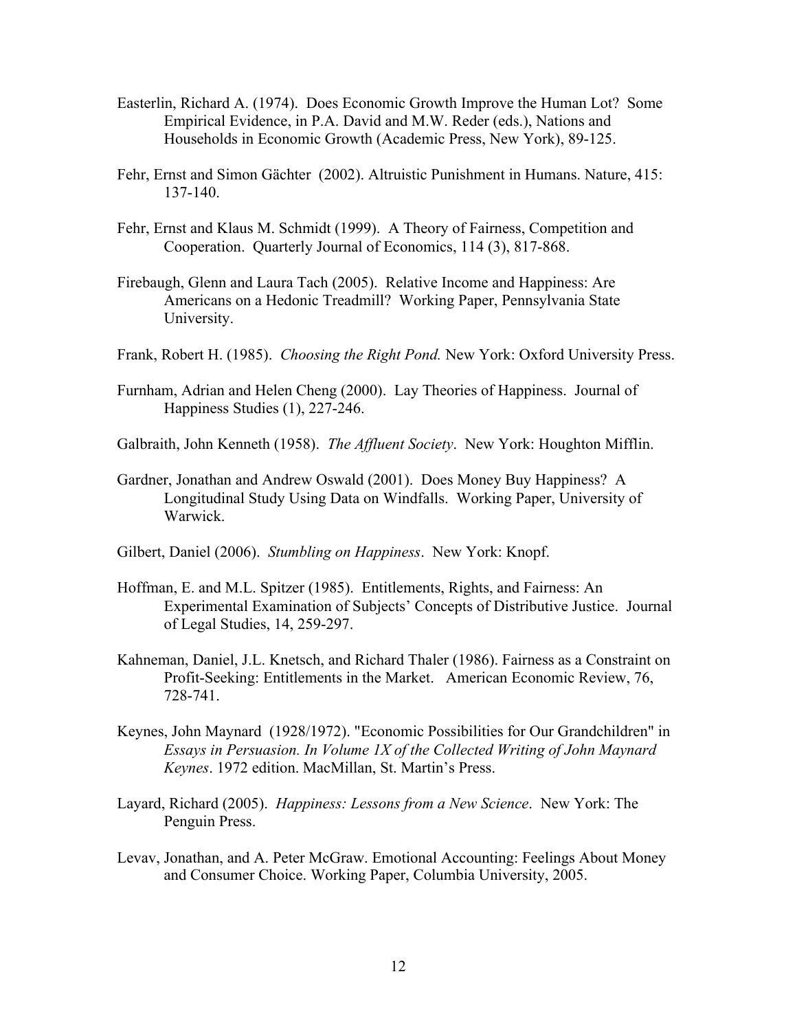Easterlin, Richard A. (1974). Does Economic Growth Improve the Human Lot? Some Empirical Evidence, in P.A. David and M.W. Reder (eds.), Nations and Households in Economic Growth (Academic Press, New York), 89-125.

Fehr, Ernst and Simon Gächter (2002). Altruistic Punishment in Humans. Nature, 415: 137-140.

Fehr, Ernst and Klaus M. Schmidt (1999). A Theory of Fairness, Competition and Cooperation. Quarterly Journal of Economics, 114 (3), 817-868.

Firebaugh, Glenn and Laura Tach (2005). Relative Income and Happiness: Are Americans on a Hedonic Treadmill? Working Paper, Pennsylvania State University.

Frank, Robert H. (1985). *Choosing the Right Pond.* New York: Oxford University Press.

Furnham, Adrian and Helen Cheng (2000). Lay Theories of Happiness. Journal of Happiness Studies (1), 227-246.

Galbraith, John Kenneth (1958). *The Affluent Society*. New York: Houghton Mifflin.

Gardner, Jonathan and Andrew Oswald (2001). Does Money Buy Happiness? A Longitudinal Study Using Data on Windfalls. Working Paper, University of Warwick.

Gilbert, Daniel (2006). *Stumbling on Happiness*. New York: Knopf.

Hoffman, E. and M.L. Spitzer (1985). Entitlements, Rights, and Fairness: An Experimental Examination of Subjects' Concepts of Distributive Justice. Journal of Legal Studies, 14, 259-297.

Kahneman, Daniel, J.L. Knetsch, and Richard Thaler (1986). Fairness as a Constraint on Profit-Seeking: Entitlements in the Market. American Economic Review, 76, 728-741.

Keynes, John Maynard (1928/1972). "Economic Possibilities for Our Grandchildren" in *Essays in Persuasion. In Volume 1X of the Collected Writing of John Maynard Keynes*. 1972 edition. MacMillan, St. Martin's Press.

Layard, Richard (2005). *Happiness: Lessons from a New Science*. New York: The Penguin Press.

Levav, Jonathan, and A. Peter McGraw. Emotional Accounting: Feelings About Money and Consumer Choice. Working Paper, Columbia University, 2005.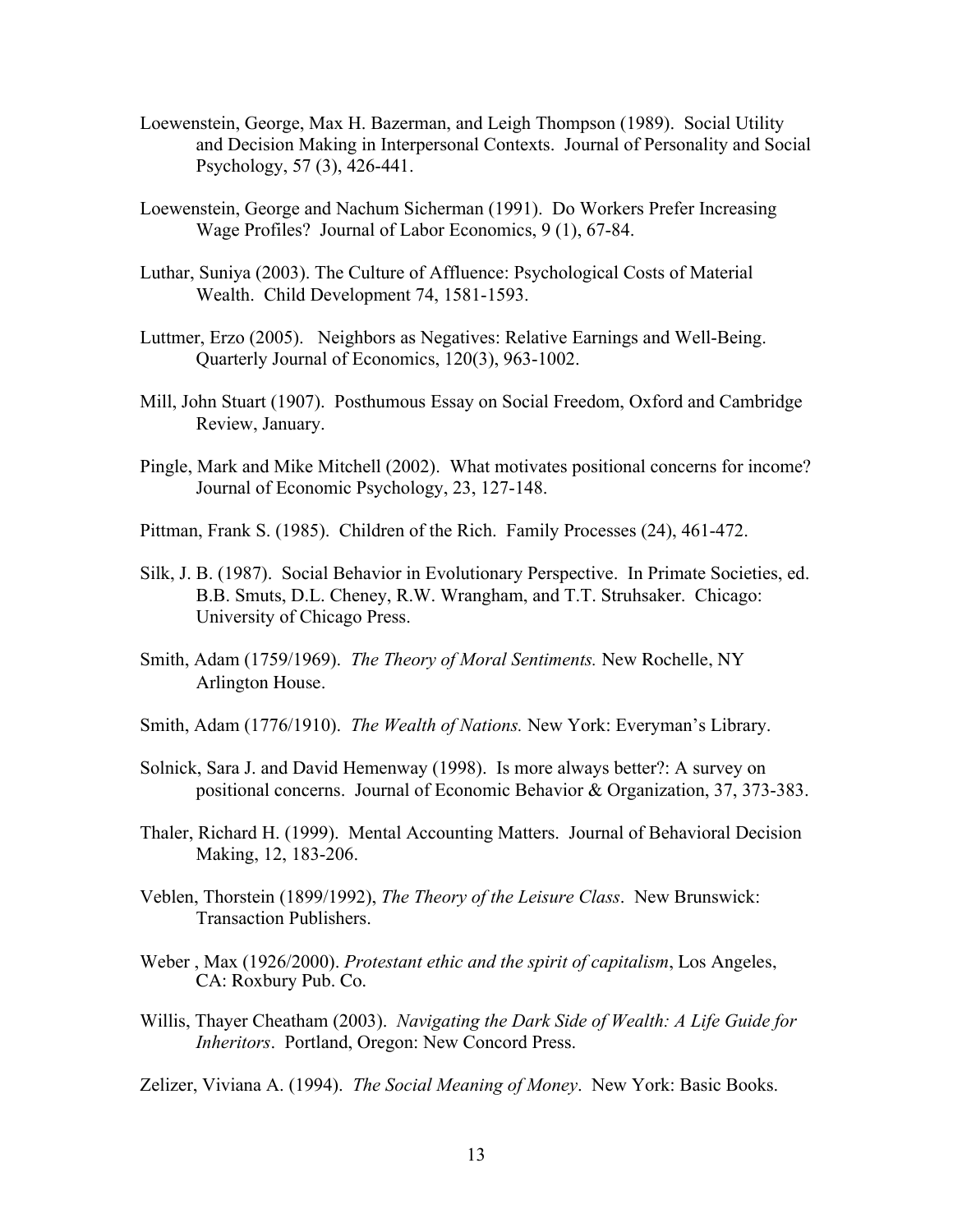Loewenstein, George, Max H. Bazerman, and Leigh Thompson (1989). Social Utility and Decision Making in Interpersonal Contexts. Journal of Personality and Social Psychology, 57 (3), 426-441.

Loewenstein, George and Nachum Sicherman (1991). Do Workers Prefer Increasing Wage Profiles? Journal of Labor Economics, 9 (1), 67-84.

Luthar, Suniya (2003). The Culture of Affluence: Psychological Costs of Material Wealth. Child Development 74, 1581-1593.

Luttmer, Erzo (2005). Neighbors as Negatives: Relative Earnings and Well-Being. Quarterly Journal of Economics, 120(3), 963-1002.

Mill, John Stuart (1907). Posthumous Essay on Social Freedom, Oxford and Cambridge Review, January.

Pingle, Mark and Mike Mitchell (2002). What motivates positional concerns for income? Journal of Economic Psychology, 23, 127-148.

Pittman, Frank S. (1985). Children of the Rich. Family Processes (24), 461-472.

Silk, J. B. (1987). Social Behavior in Evolutionary Perspective. In Primate Societies, ed. B.B. Smuts, D.L. Cheney, R.W. Wrangham, and T.T. Struhsaker. Chicago: University of Chicago Press.

Smith, Adam (1759/1969). *The Theory of Moral Sentiments.* New Rochelle, NY Arlington House.

Smith, Adam (1776/1910). *The Wealth of Nations.* New York: Everyman's Library.

Solnick, Sara J. and David Hemenway (1998). Is more always better?: A survey on positional concerns. Journal of Economic Behavior & Organization, 37, 373-383.

Thaler, Richard H. (1999). Mental Accounting Matters. Journal of Behavioral Decision Making, 12, 183-206.

Veblen, Thorstein (1899/1992), *The Theory of the Leisure Class*. New Brunswick: Transaction Publishers.

Weber , Max (1926/2000). *Protestant ethic and the spirit of capitalism*, Los Angeles, CA: Roxbury Pub. Co.

Willis, Thayer Cheatham (2003). *Navigating the Dark Side of Wealth: A Life Guide for Inheritors*. Portland, Oregon: New Concord Press.

Zelizer, Viviana A. (1994). *The Social Meaning of Money*. New York: Basic Books.